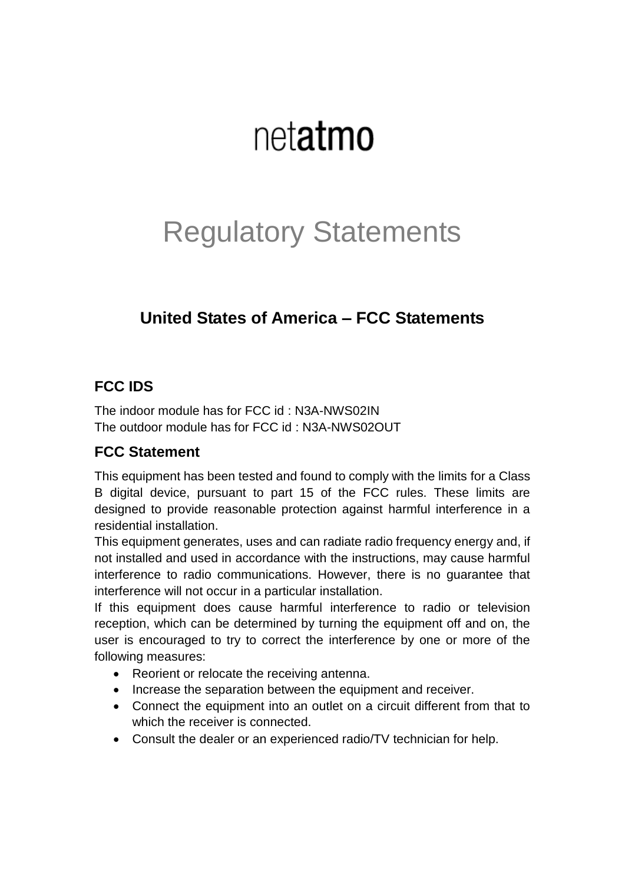# netatmo

# Regulatory Statements

## United States of America – FCC Statements

### FCC IDS

The indoor module has for FCC id : N3A-NWS02IN
The outdoor module has for FCC id : N3A-NWS02OUT

### FCC Statement

This equipment has been tested and found to comply with the limits for a Class B digital device, pursuant to part 15 of the FCC rules. These limits are designed to provide reasonable protection against harmful interference in a residential installation.
This equipment generates, uses and can radiate radio frequency energy and, if not installed and used in accordance with the instructions, may cause harmful interference to radio communications. However, there is no guarantee that interference will not occur in a particular installation.
If this equipment does cause harmful interference to radio or television reception, which can be determined by turning the equipment off and on, the user is encouraged to try to correct the interference by one or more of the following measures:

- Reorient or relocate the receiving antenna.
- Increase the separation between the equipment and receiver.
- Connect the equipment into an outlet on a circuit different from that to which the receiver is connected.
- Consult the dealer or an experienced radio/TV technician for help.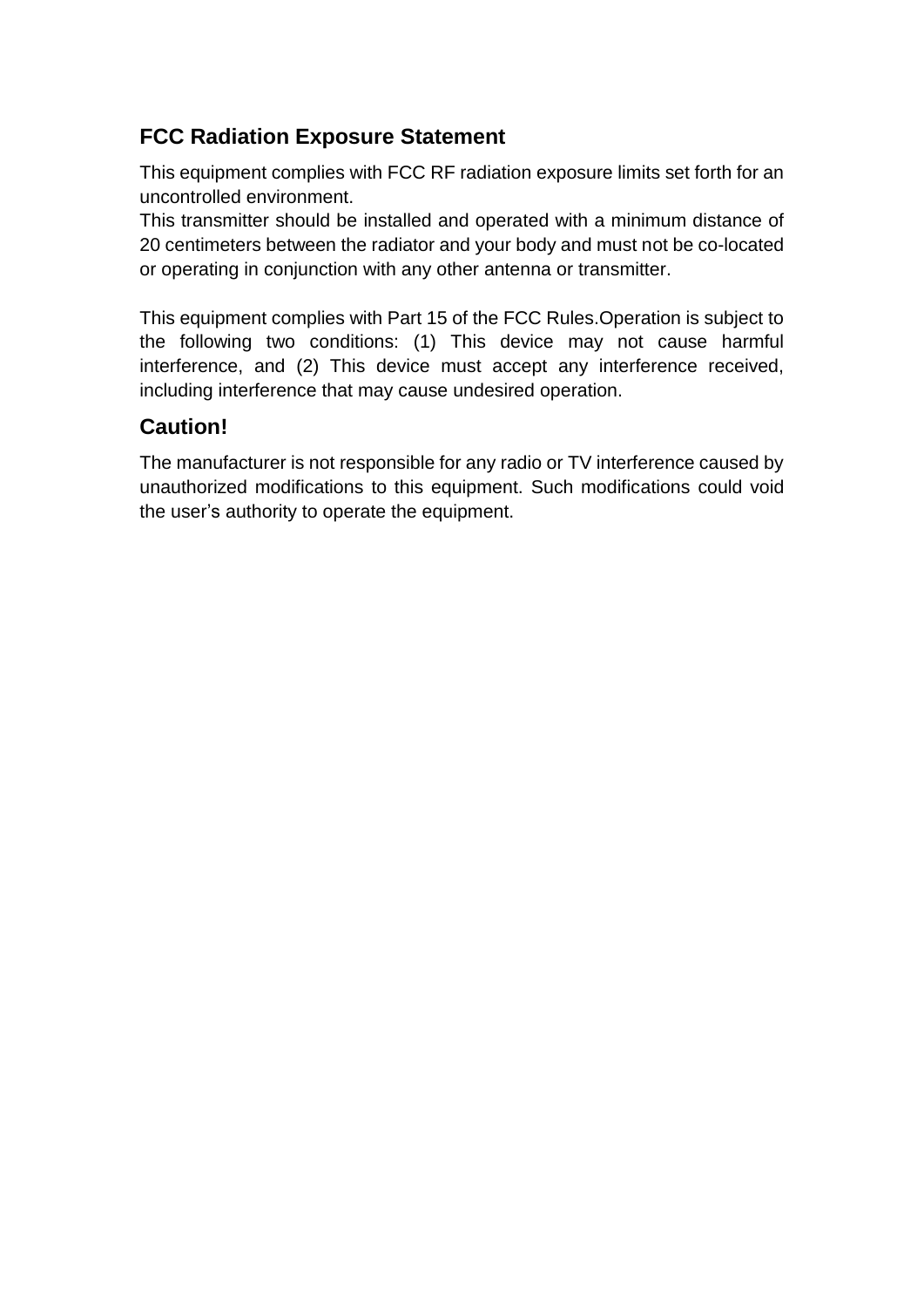## FCC Radiation Exposure Statement

This equipment complies with FCC RF radiation exposure limits set forth for an uncontrolled environment.
This transmitter should be installed and operated with a minimum distance of 20 centimeters between the radiator and your body and must not be co-located or operating in conjunction with any other antenna or transmitter.

This equipment complies with Part 15 of the FCC Rules.Operation is subject to the following two conditions: (1) This device may not cause harmful interference, and (2) This device must accept any interference received, including interference that may cause undesired operation.

## Caution!

The manufacturer is not responsible for any radio or TV interference caused by unauthorized modifications to this equipment. Such modifications could void the user's authority to operate the equipment.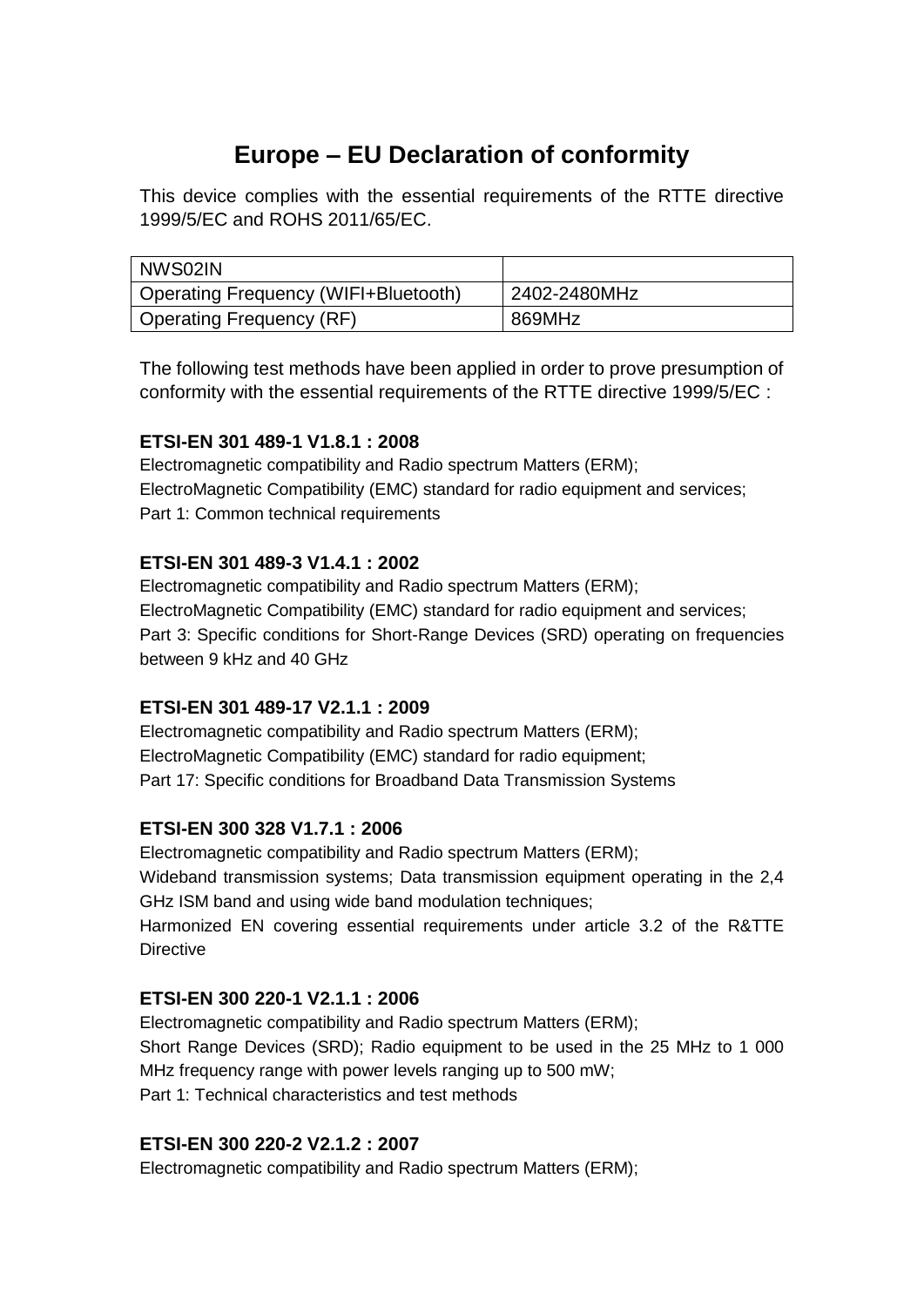# Europe – EU Declaration of conformity

This device complies with the essential requirements of the RTTE directive 1999/5/EC and ROHS 2011/65/EC.

| NWS02IN | |
|---|---|
| Operating Frequency (WIFI+Bluetooth) | 2402-2480MHz |
| Operating Frequency (RF) | 869MHz |

The following test methods have been applied in order to prove presumption of conformity with the essential requirements of the RTTE directive 1999/5/EC :

**ETSI-EN 301 489-1 V1.8.1 : 2008**
Electromagnetic compatibility and Radio spectrum Matters (ERM);
ElectroMagnetic Compatibility (EMC) standard for radio equipment and services;
Part 1: Common technical requirements

**ETSI-EN 301 489-3 V1.4.1 : 2002**
Electromagnetic compatibility and Radio spectrum Matters (ERM);
ElectroMagnetic Compatibility (EMC) standard for radio equipment and services;
Part 3: Specific conditions for Short-Range Devices (SRD) operating on frequencies between 9 kHz and 40 GHz

**ETSI-EN 301 489-17 V2.1.1 : 2009**
Electromagnetic compatibility and Radio spectrum Matters (ERM);
ElectroMagnetic Compatibility (EMC) standard for radio equipment;
Part 17: Specific conditions for Broadband Data Transmission Systems

**ETSI-EN 300 328 V1.7.1 : 2006**
Electromagnetic compatibility and Radio spectrum Matters (ERM);
Wideband transmission systems; Data transmission equipment operating in the 2,4 GHz ISM band and using wide band modulation techniques;
Harmonized EN covering essential requirements under article 3.2 of the R&TTE Directive

**ETSI-EN 300 220-1 V2.1.1 : 2006**
Electromagnetic compatibility and Radio spectrum Matters (ERM);
Short Range Devices (SRD); Radio equipment to be used in the 25 MHz to 1 000 MHz frequency range with power levels ranging up to 500 mW;
Part 1: Technical characteristics and test methods

**ETSI-EN 300 220-2 V2.1.2 : 2007**
Electromagnetic compatibility and Radio spectrum Matters (ERM);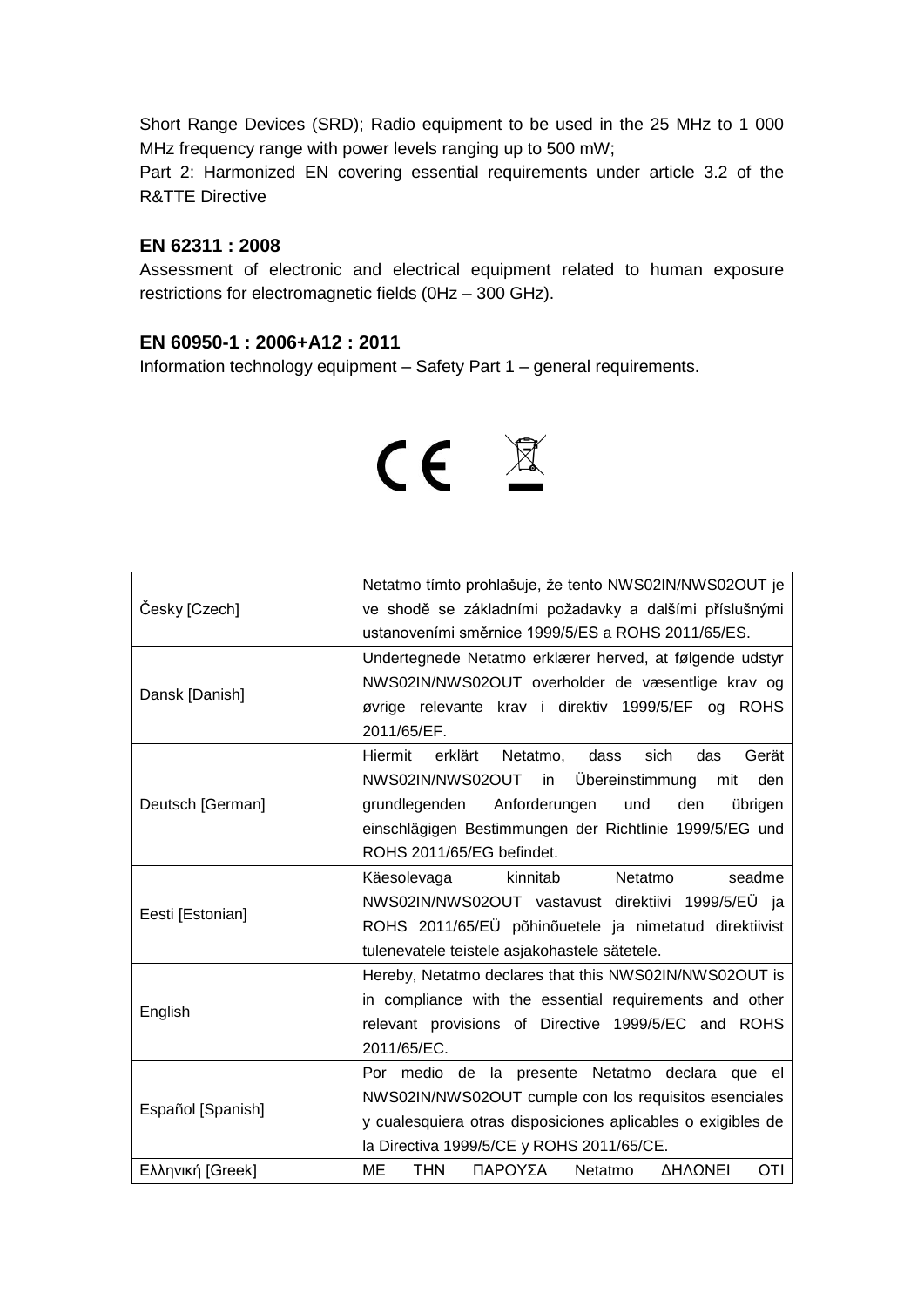Short Range Devices (SRD); Radio equipment to be used in the 25 MHz to 1 000 MHz frequency range with power levels ranging up to 500 mW;
Part 2: Harmonized EN covering essential requirements under article 3.2 of the R&TTE Directive

**EN 62311 : 2008**
Assessment of electronic and electrical equipment related to human exposure restrictions for electromagnetic fields (0Hz – 300 GHz).

**EN 60950-1 : 2006+A12 : 2011**
Information technology equipment – Safety Part 1 – general requirements.

| Česky [Czech] | Netatmo tímto prohlašuje, že tento NWS02IN/NWS02OUT je ve shodě se základními požadavky a dalšími příslušnými ustanoveními směrnice 1999/5/ES a ROHS 2011/65/ES. |
|---|---|
| Dansk [Danish] | Undertegnede Netatmo erklærer herved, at følgende udstyr NWS02IN/NWS02OUT overholder de væsentlige krav og øvrige relevante krav i direktiv 1999/5/EF og ROHS 2011/65/EF. |
| Deutsch [German] | Hiermit erklärt Netatmo, dass sich das Gerät NWS02IN/NWS02OUT in Übereinstimmung mit den grundlegenden Anforderungen und den übrigen einschlägigen Bestimmungen der Richtlinie 1999/5/EG und ROHS 2011/65/EG befindet. |
| Eesti [Estonian] | Käesolevaga kinnitab Netatmo seadme NWS02IN/NWS02OUT vastavust direktiivi 1999/5/EÜ ja ROHS 2011/65/EÜ põhinõuetele ja nimetatud direktiivist tulenevatele teistele asjakohastele sätetele. |
| English | Hereby, Netatmo declares that this NWS02IN/NWS02OUT is in compliance with the essential requirements and other relevant provisions of Directive 1999/5/EC and ROHS 2011/65/EC. |
| Español [Spanish] | Por medio de la presente Netatmo declara que el NWS02IN/NWS02OUT cumple con los requisitos esenciales y cualesquiera otras disposiciones aplicables o exigibles de la Directiva 1999/5/CE y ROHS 2011/65/CE. |
| Ελληνική [Greek] | ΜΕ ΤΗΝ ΠΑΡΟΥΣΑ Netatmo ΔΗΛΩΝΕΙ ΟΤΙ |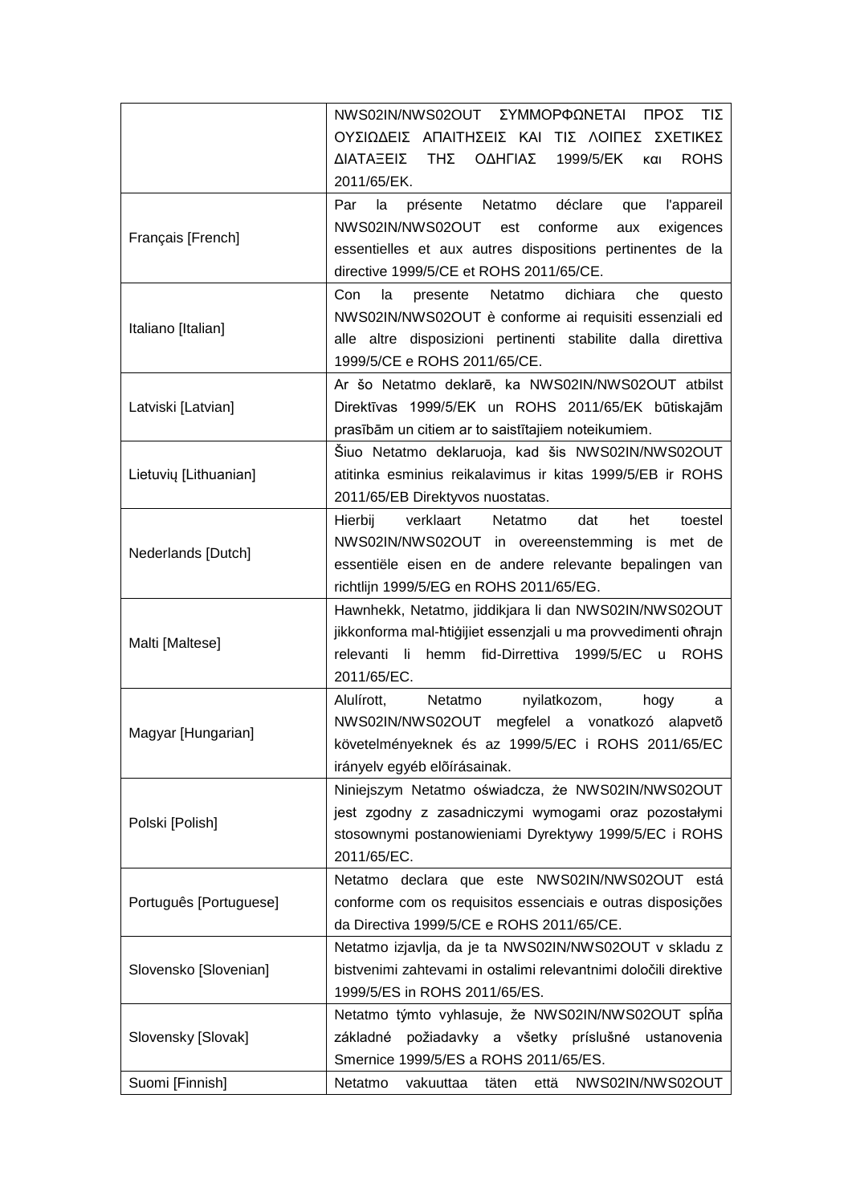| | |
|---|---|
| | NWS02IN/NWS02OUT ΣΥΜΜΟΡΦΩΝΕΤΑΙ ΠΡΟΣ ΤΙΣ ΟΥΣΙΩΔΕΙΣ ΑΠΑΙΤΗΣΕΙΣ ΚΑΙ ΤΙΣ ΛΟΙΠΕΣ ΣΧΕΤΙΚΕΣ ΔΙΑΤΑΞΕΙΣ ΤΗΣ ΟΔΗΓΙΑΣ 1999/5/ΕΚ και ROHS 2011/65/ΕΚ. |
| Français [French] | Par la présente Netatmo déclare que l'appareil NWS02IN/NWS02OUT est conforme aux exigences essentielles et aux autres dispositions pertinentes de la directive 1999/5/CE et ROHS 2011/65/CE. |
| Italiano [Italian] | Con la presente Netatmo dichiara che questo NWS02IN/NWS02OUT è conforme ai requisiti essenziali ed alle altre disposizioni pertinenti stabilite dalla direttiva 1999/5/CE e ROHS 2011/65/CE. |
| Latviski [Latvian] | Ar šo Netatmo deklarē, ka NWS02IN/NWS02OUT atbilst Direktīvas 1999/5/EK un ROHS 2011/65/EK būtiskajām prasībām un citiem ar to saistītajiem noteikumiem. |
| Lietuvių [Lithuanian] | Šiuo Netatmo deklaruoja, kad šis NWS02IN/NWS02OUT atitinka esminius reikalavimus ir kitas 1999/5/EB ir ROHS 2011/65/EB Direktyvos nuostatas. |
| Nederlands [Dutch] | Hierbij verklaart Netatmo dat het toestel NWS02IN/NWS02OUT in overeenstemming is met de essentiële eisen en de andere relevante bepalingen van richtlijn 1999/5/EG en ROHS 2011/65/EG. |
| Malti [Maltese] | Hawnhekk, Netatmo, jiddikjara li dan NWS02IN/NWS02OUT jikkonforma mal-ħtiġijiet essenzjali u ma provvedimenti oħrajn relevanti li hemm fid-Dirrettiva 1999/5/EC u ROHS 2011/65/EC. |
| Magyar [Hungarian] | Alulírott, Netatmo nyilatkozom, hogy a NWS02IN/NWS02OUT megfelel a vonatkozó alapvetõ követelményeknek és az 1999/5/EC i ROHS 2011/65/EC irányelv egyéb elõírásainak. |
| Polski [Polish] | Niniejszym Netatmo oświadcza, że NWS02IN/NWS02OUT jest zgodny z zasadniczymi wymogami oraz pozostałymi stosownymi postanowieniami Dyrektywy 1999/5/EC i ROHS 2011/65/EC. |
| Português [Portuguese] | Netatmo declara que este NWS02IN/NWS02OUT está conforme com os requisitos essenciais e outras disposições da Directiva 1999/5/CE e ROHS 2011/65/CE. |
| Slovensko [Slovenian] | Netatmo izjavlja, da je ta NWS02IN/NWS02OUT v skladu z bistvenimi zahtevami in ostalimi relevantnimi določili direktive 1999/5/ES in ROHS 2011/65/ES. |
| Slovensky [Slovak] | Netatmo týmto vyhlasuje, že NWS02IN/NWS02OUT spĺňa základné požiadavky a všetky príslušné ustanovenia Smernice 1999/5/ES a ROHS 2011/65/ES. |
| Suomi [Finnish] | Netatmo vakuuttaa täten että NWS02IN/NWS02OUT |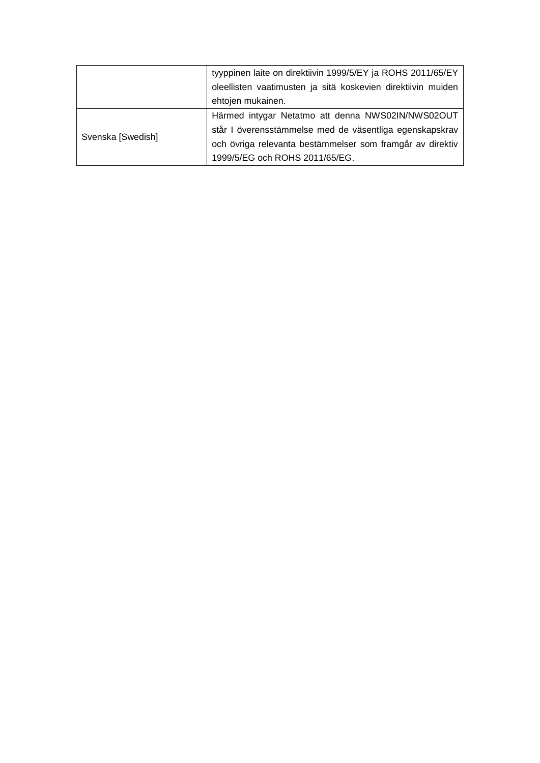| | |
|---|---|
| | tyyppinen laite on direktiivin 1999/5/EY ja ROHS 2011/65/EY oleellisten vaatimusten ja sitä koskevien direktiivin muiden ehtojen mukainen. |
| Svenska [Swedish] | Härmed intygar Netatmo att denna NWS02IN/NWS02OUT står I överensstämmelse med de väsentliga egenskapskrav och övriga relevanta bestämmelser som framgår av direktiv 1999/5/EG och ROHS 2011/65/EG. |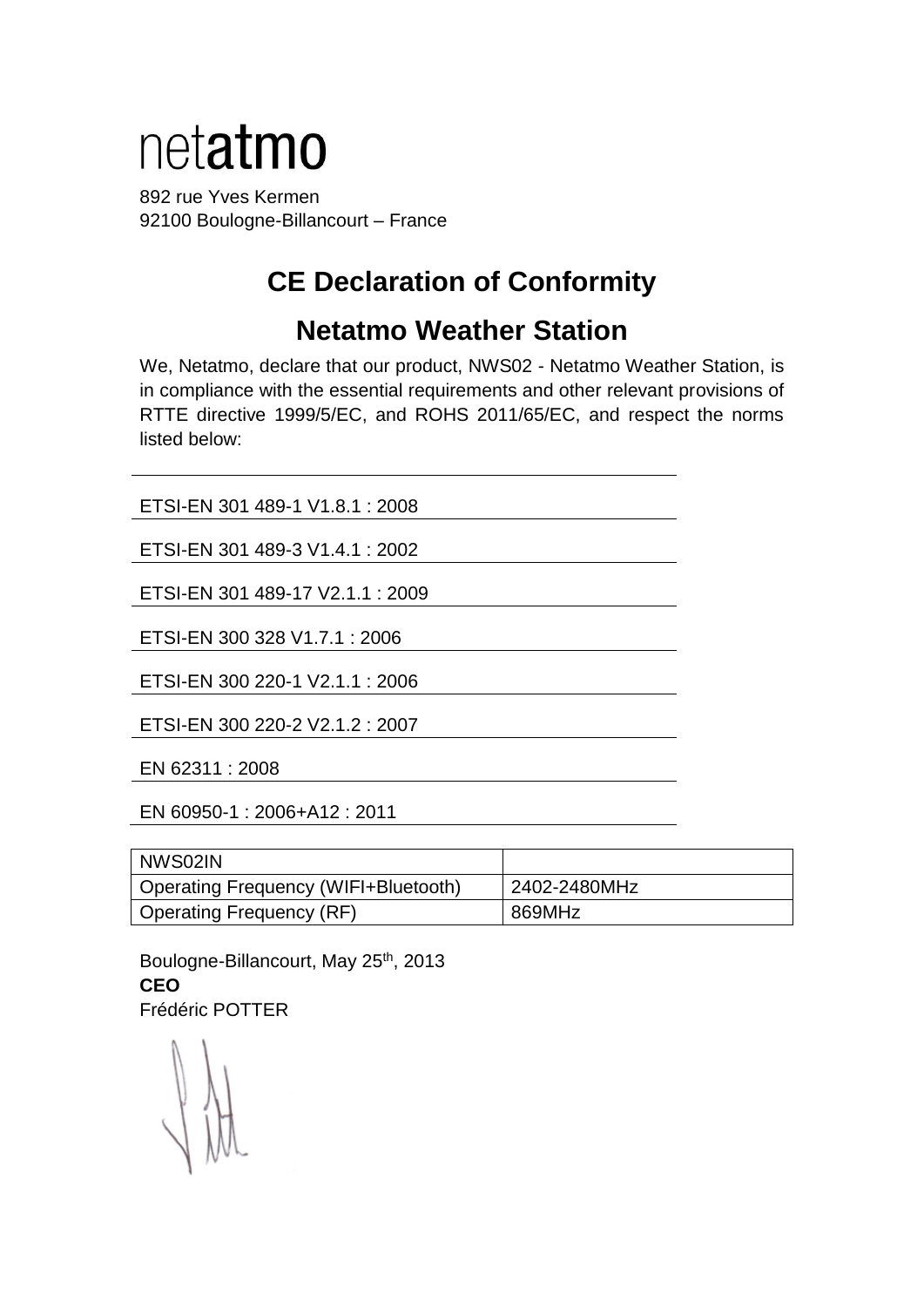netatmo

892 rue Yves Kermen
92100 Boulogne-Billancourt – France

# CE Declaration of Conformity

## Netatmo Weather Station

We, Netatmo, declare that our product, NWS02 - Netatmo Weather Station, is in compliance with the essential requirements and other relevant provisions of RTTE directive 1999/5/EC, and ROHS 2011/65/EC, and respect the norms listed below:

| |
|---|
| ETSI-EN 301 489-1 V1.8.1 : 2008 |
| ETSI-EN 301 489-3 V1.4.1 : 2002 |
| ETSI-EN 301 489-17 V2.1.1 : 2009 |
| ETSI-EN 300 328 V1.7.1 : 2006 |
| ETSI-EN 300 220-1 V2.1.1 : 2006 |
| ETSI-EN 300 220-2 V2.1.2 : 2007 |
| EN 62311 : 2008 |
| EN 60950-1 : 2006+A12 : 2011 |

| NWS02IN | |
|---|---|
| Operating Frequency (WIFI+Bluetooth) | 2402-2480MHz |
| Operating Frequency (RF) | 869MHz |

Boulogne-Billancourt, May 25th, 2013
**CEO**
Frédéric POTTER